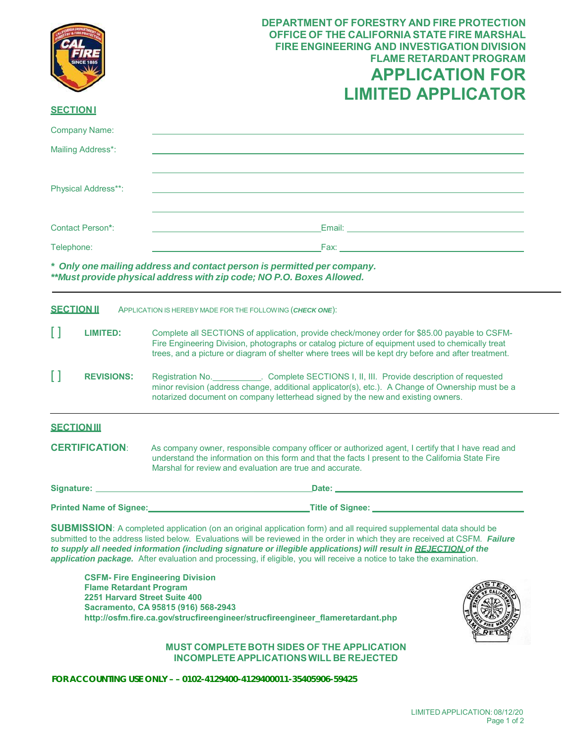**DEPARTMENT OF FORESTRY AND FIRE PROTECTION**
**OFFICE OF THE CALIFORNIA STATE FIRE MARSHAL**
**FIRE ENGINEERING AND INVESTIGATION DIVISION**
**FLAME RETARDANT PROGRAM**

# APPLICATION FOR LIMITED APPLICATOR

## SECTION I

Company Name: ______________________________

Mailing Address*: ______________________________

______________________________

Physical Address**: ______________________________

______________________________

Contact Person*: ______________________ Email: ______________________

Telephone: ______________________ Fax: ______________________

***\* Only one mailing address and contact person is permitted per company.***
***\*\*Must provide physical address with zip code; NO P.O. Boxes Allowed.***

---

## SECTION II

APPLICATION IS HEREBY MADE FOR THE FOLLOWING (***CHECK ONE***):

[ ] **LIMITED:** Complete all SECTIONS of application, provide check/money order for $85.00 payable to CSFM-Fire Engineering Division, photographs or catalog picture of equipment used to chemically treat trees, and a picture or diagram of shelter where trees will be kept dry before and after treatment.

[ ] **REVISIONS:** Registration No.__________. Complete SECTIONS I, II, III. Provide description of requested minor revision (address change, additional applicator(s), etc.). A Change of Ownership must be a notarized document on company letterhead signed by the new and existing owners.

---

## SECTION III

**CERTIFICATION**: As company owner, responsible company officer or authorized agent, I certify that I have read and understand the information on this form and that the facts I present to the California State Fire Marshal for review and evaluation are true and accurate.

**Signature:** ______________________________ **Date:** ______________________

**Printed Name of Signee:** ______________________ **Title of Signee:** ______________________

**SUBMISSION**: A completed application (on an original application form) and all required supplemental data should be submitted to the address listed below. Evaluations will be reviewed in the order in which they are received at CSFM. ***Failure to supply all needed information (including signature or illegible applications) will result in REJECTION of the application package.*** After evaluation and processing, if eligible, you will receive a notice to take the examination.

**CSFM- Fire Engineering Division**
**Flame Retardant Program**
**2251 Harvard Street Suite 400**
**Sacramento, CA 95815 (916) 568-2943**
**http://osfm.fire.ca.gov/strucfireengineer/strucfireengineer_flameretardant.php**

**MUST COMPLETE BOTH SIDES OF THE APPLICATION**
**INCOMPLETE APPLICATIONS WILL BE REJECTED**

**FOR ACCOUNTING USE ONLY – – 0102-4129400-4129400011-35405906-59425**

LIMITED APPLICATION: 08/12/20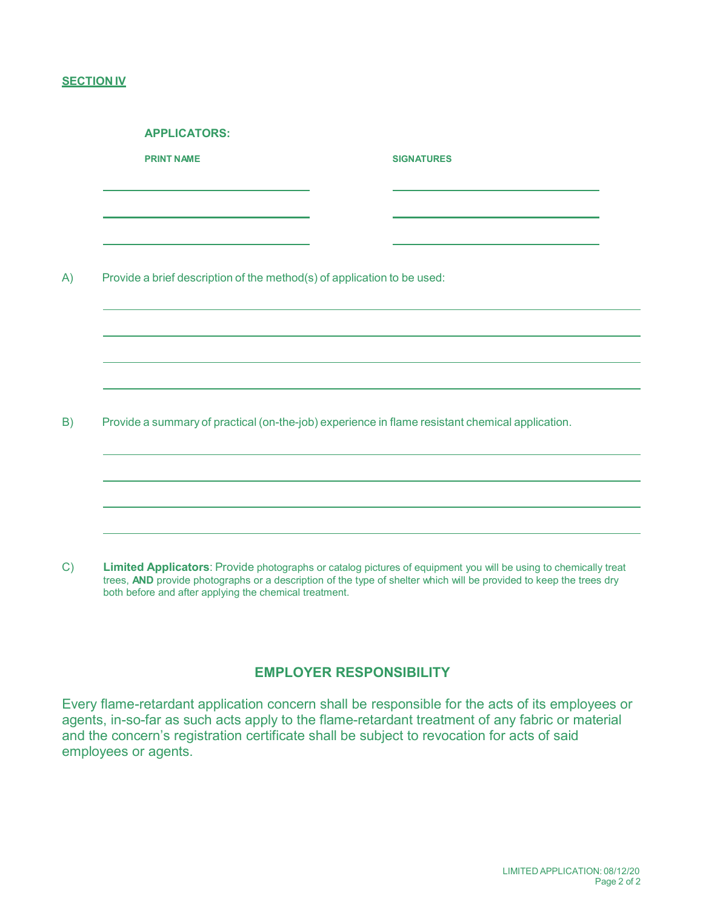**SECTION IV**

**APPLICATORS:**

| PRINT NAME | SIGNATURES |
|---|---|
| | |
| | |
| | |

A) Provide a brief description of the method(s) of application to be used:

B) Provide a summary of practical (on-the-job) experience in flame resistant chemical application.

C) **Limited Applicators**: Provide photographs or catalog pictures of equipment you will be using to chemically treat trees, **AND** provide photographs or a description of the type of shelter which will be provided to keep the trees dry both before and after applying the chemical treatment.

## EMPLOYER RESPONSIBILITY

Every flame-retardant application concern shall be responsible for the acts of its employees or agents, in-so-far as such acts apply to the flame-retardant treatment of any fabric or material and the concern's registration certificate shall be subject to revocation for acts of said employees or agents.

LIMITED APPLICATION: 08/12/20